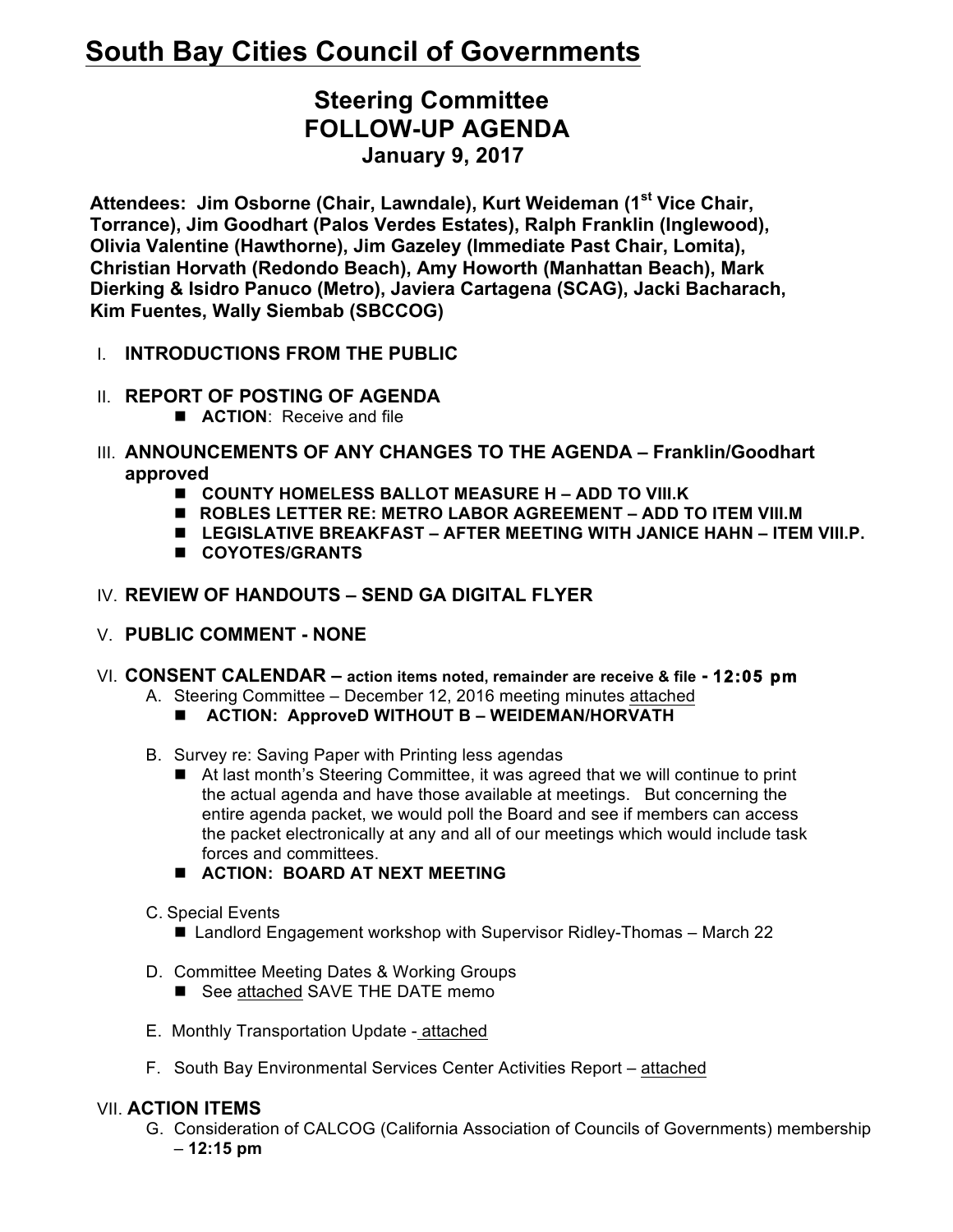# South Bay Cities Council of Governments

## Steering Committee
## FOLLOW-UP AGENDA
### January 9, 2017

**Attendees: Jim Osborne (Chair, Lawndale), Kurt Weideman (1st Vice Chair, Torrance), Jim Goodhart (Palos Verdes Estates), Ralph Franklin (Inglewood), Olivia Valentine (Hawthorne), Jim Gazeley (Immediate Past Chair, Lomita), Christian Horvath (Redondo Beach), Amy Howorth (Manhattan Beach), Mark Dierking & Isidro Panuco (Metro), Javiera Cartagena (SCAG), Jacki Bacharach, Kim Fuentes, Wally Siembab (SBCCOG)**

I. **INTRODUCTIONS FROM THE PUBLIC**

II. **REPORT OF POSTING OF AGENDA**
   - **ACTION**: Receive and file

III. **ANNOUNCEMENTS OF ANY CHANGES TO THE AGENDA – Franklin/Goodhart approved**
   - **COUNTY HOMELESS BALLOT MEASURE H – ADD TO VIII.K**
   - **ROBLES LETTER RE: METRO LABOR AGREEMENT – ADD TO ITEM VIII.M**
   - **LEGISLATIVE BREAKFAST – AFTER MEETING WITH JANICE HAHN – ITEM VIII.P.**
   - **COYOTES/GRANTS**

IV. **REVIEW OF HANDOUTS – SEND GA DIGITAL FLYER**

V. **PUBLIC COMMENT - NONE**

VI. **CONSENT CALENDAR – action items noted, remainder are receive & file - 12:05 pm**
   A. Steering Committee – December 12, 2016 meeting minutes attached
      - **ACTION: ApproveD WITHOUT B – WEIDEMAN/HORVATH**

   B. Survey re: Saving Paper with Printing less agendas
      - At last month's Steering Committee, it was agreed that we will continue to print the actual agenda and have those available at meetings. But concerning the entire agenda packet, we would poll the Board and see if members can access the packet electronically at any and all of our meetings which would include task forces and committees.
      - **ACTION: BOARD AT NEXT MEETING**

   C. Special Events
      - Landlord Engagement workshop with Supervisor Ridley-Thomas – March 22

   D. Committee Meeting Dates & Working Groups
      - See attached SAVE THE DATE memo

   E. Monthly Transportation Update - attached

   F. South Bay Environmental Services Center Activities Report – attached

VII. **ACTION ITEMS**
   G. Consideration of CALCOG (California Association of Councils of Governments) membership – **12:15 pm**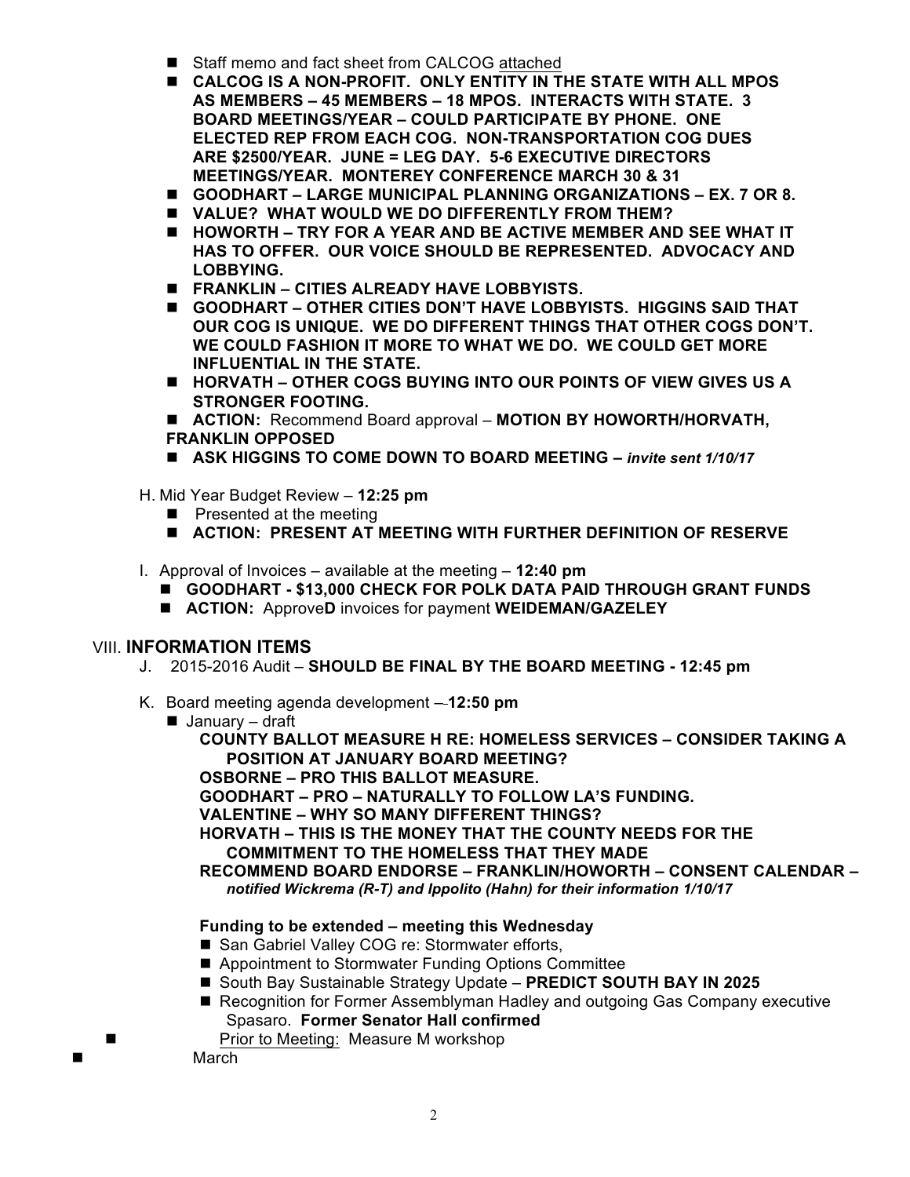- Staff memo and fact sheet from CALCOG attached
- **CALCOG IS A NON-PROFIT. ONLY ENTITY IN THE STATE WITH ALL MPOS AS MEMBERS – 45 MEMBERS – 18 MPOS. INTERACTS WITH STATE. 3 BOARD MEETINGS/YEAR – COULD PARTICIPATE BY PHONE. ONE ELECTED REP FROM EACH COG. NON-TRANSPORTATION COG DUES ARE $2500/YEAR. JUNE = LEG DAY. 5-6 EXECUTIVE DIRECTORS MEETINGS/YEAR. MONTEREY CONFERENCE MARCH 30 & 31**
- **GOODHART – LARGE MUNICIPAL PLANNING ORGANIZATIONS – EX. 7 OR 8.**
- **VALUE? WHAT WOULD WE DO DIFFERENTLY FROM THEM?**
- **HOWORTH – TRY FOR A YEAR AND BE ACTIVE MEMBER AND SEE WHAT IT HAS TO OFFER. OUR VOICE SHOULD BE REPRESENTED. ADVOCACY AND LOBBYING.**
- **FRANKLIN – CITIES ALREADY HAVE LOBBYISTS.**
- **GOODHART – OTHER CITIES DON'T HAVE LOBBYISTS. HIGGINS SAID THAT OUR COG IS UNIQUE. WE DO DIFFERENT THINGS THAT OTHER COGS DON'T. WE COULD FASHION IT MORE TO WHAT WE DO. WE COULD GET MORE INFLUENTIAL IN THE STATE.**
- **HORVATH – OTHER COGS BUYING INTO OUR POINTS OF VIEW GIVES US A STRONGER FOOTING.**
- **ACTION:** Recommend Board approval – **MOTION BY HOWORTH/HORVATH, FRANKLIN OPPOSED**
- **ASK HIGGINS TO COME DOWN TO BOARD MEETING –** ***invite sent 1/10/17***

H. Mid Year Budget Review – **12:25 pm**

- Presented at the meeting
- **ACTION: PRESENT AT MEETING WITH FURTHER DEFINITION OF RESERVE**

I. Approval of Invoices – available at the meeting – **12:40 pm**

- **GOODHART - $13,000 CHECK FOR POLK DATA PAID THROUGH GRANT FUNDS**
- **ACTION:** Approve**D** invoices for payment **WEIDEMAN/GAZELEY**

## VIII. INFORMATION ITEMS

J. 2015-2016 Audit – **SHOULD BE FINAL BY THE BOARD MEETING - 12:45 pm**

K. Board meeting agenda development – **12:50 pm**

- January – draft

  **COUNTY BALLOT MEASURE H RE: HOMELESS SERVICES – CONSIDER TAKING A POSITION AT JANUARY BOARD MEETING?**

  **OSBORNE – PRO THIS BALLOT MEASURE.**

  **GOODHART – PRO – NATURALLY TO FOLLOW LA'S FUNDING.**

  **VALENTINE – WHY SO MANY DIFFERENT THINGS?**

  **HORVATH – THIS IS THE MONEY THAT THE COUNTY NEEDS FOR THE COMMITMENT TO THE HOMELESS THAT THEY MADE**

  **RECOMMEND BOARD ENDORSE – FRANKLIN/HOWORTH – CONSENT CALENDAR –** ***notified Wickrema (R-T) and Ippolito (Hahn) for their information 1/10/17***

  **Funding to be extended – meeting this Wednesday**

  - San Gabriel Valley COG re: Stormwater efforts,
  - Appointment to Stormwater Funding Options Committee
  - South Bay Sustainable Strategy Update – **PREDICT SOUTH BAY IN 2025**
  - Recognition for Former Assemblyman Hadley and outgoing Gas Company executive Spasaro. **Former Senator Hall confirmed**

- Prior to Meeting: Measure M workshop
- March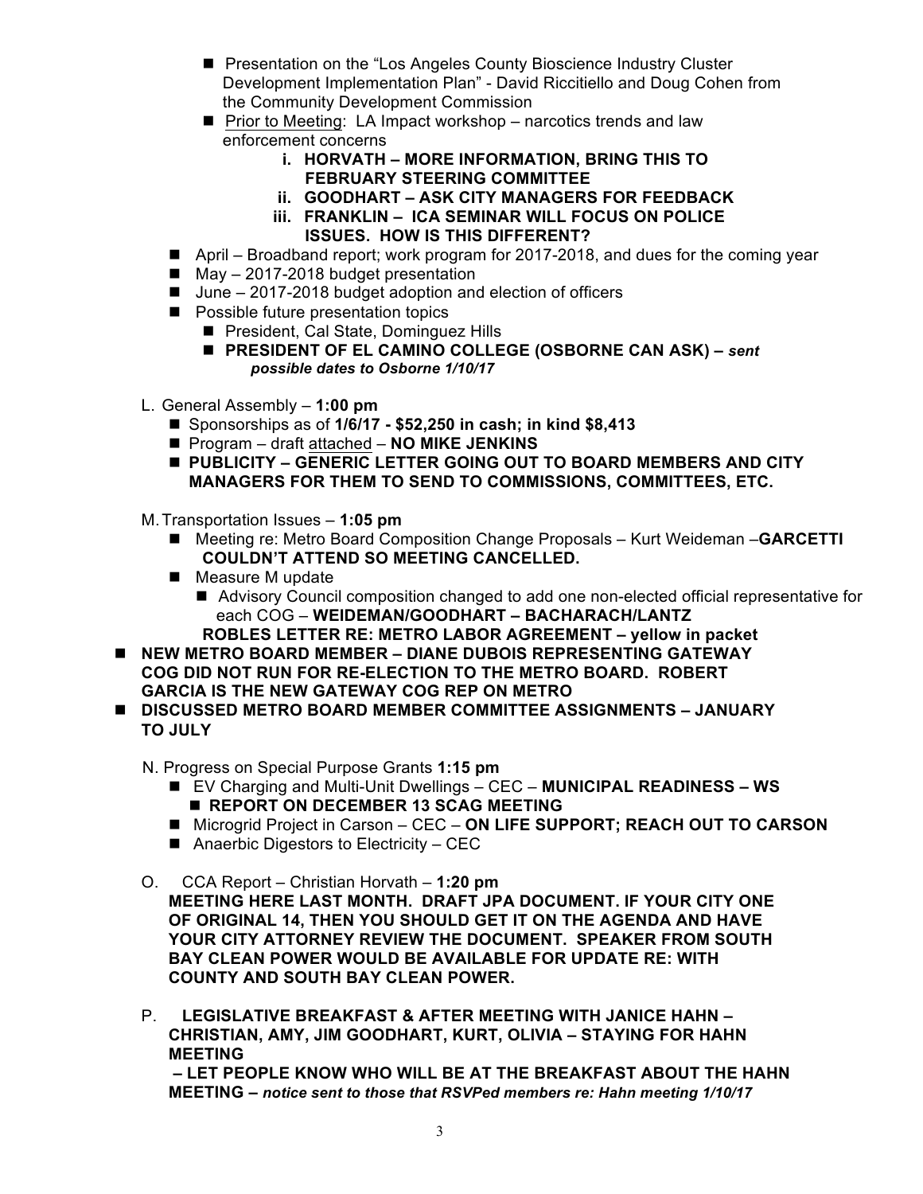- Presentation on the "Los Angeles County Bioscience Industry Cluster Development Implementation Plan" - David Riccitiello and Doug Cohen from the Community Development Commission
- Prior to Meeting: LA Impact workshop – narcotics trends and law enforcement concerns
    - i. **HORVATH – MORE INFORMATION, BRING THIS TO FEBRUARY STEERING COMMITTEE**
    - ii. **GOODHART – ASK CITY MANAGERS FOR FEEDBACK**
    - iii. **FRANKLIN – ICA SEMINAR WILL FOCUS ON POLICE ISSUES. HOW IS THIS DIFFERENT?**
- April – Broadband report; work program for 2017-2018, and dues for the coming year
- May – 2017-2018 budget presentation
- June – 2017-2018 budget adoption and election of officers
- Possible future presentation topics
    - President, Cal State, Dominguez Hills
    - **PRESIDENT OF EL CAMINO COLLEGE (OSBORNE CAN ASK) –** ***sent possible dates to Osborne 1/10/17***

L. General Assembly – **1:00 pm**

- Sponsorships as of **1/6/17 - $52,250 in cash; in kind $8,413**
- Program – draft attached – **NO MIKE JENKINS**
- **PUBLICITY – GENERIC LETTER GOING OUT TO BOARD MEMBERS AND CITY MANAGERS FOR THEM TO SEND TO COMMISSIONS, COMMITTEES, ETC.**

M. Transportation Issues – **1:05 pm**

- Meeting re: Metro Board Composition Change Proposals – Kurt Weideman –**GARCETTI COULDN'T ATTEND SO MEETING CANCELLED.**
- Measure M update
    - Advisory Council composition changed to add one non-elected official representative for each COG – **WEIDEMAN/GOODHART – BACHARACH/LANTZ**

  **ROBLES LETTER RE: METRO LABOR AGREEMENT – yellow in packet**

- **NEW METRO BOARD MEMBER – DIANE DUBOIS REPRESENTING GATEWAY COG DID NOT RUN FOR RE-ELECTION TO THE METRO BOARD. ROBERT GARCIA IS THE NEW GATEWAY COG REP ON METRO**
- **DISCUSSED METRO BOARD MEMBER COMMITTEE ASSIGNMENTS – JANUARY TO JULY**

N. Progress on Special Purpose Grants **1:15 pm**

- EV Charging and Multi-Unit Dwellings – CEC – **MUNICIPAL READINESS – WS**
    - **REPORT ON DECEMBER 13 SCAG MEETING**
- Microgrid Project in Carson – CEC – **ON LIFE SUPPORT; REACH OUT TO CARSON**
- Anaerbic Digestors to Electricity – CEC

O. CCA Report – Christian Horvath – **1:20 pm**

**MEETING HERE LAST MONTH. DRAFT JPA DOCUMENT. IF YOUR CITY ONE OF ORIGINAL 14, THEN YOU SHOULD GET IT ON THE AGENDA AND HAVE YOUR CITY ATTORNEY REVIEW THE DOCUMENT. SPEAKER FROM SOUTH BAY CLEAN POWER WOULD BE AVAILABLE FOR UPDATE RE: WITH COUNTY AND SOUTH BAY CLEAN POWER.**

P. **LEGISLATIVE BREAKFAST & AFTER MEETING WITH JANICE HAHN – CHRISTIAN, AMY, JIM GOODHART, KURT, OLIVIA – STAYING FOR HAHN MEETING**

**– LET PEOPLE KNOW WHO WILL BE AT THE BREAKFAST ABOUT THE HAHN MEETING –** ***notice sent to those that RSVPed members re: Hahn meeting 1/10/17***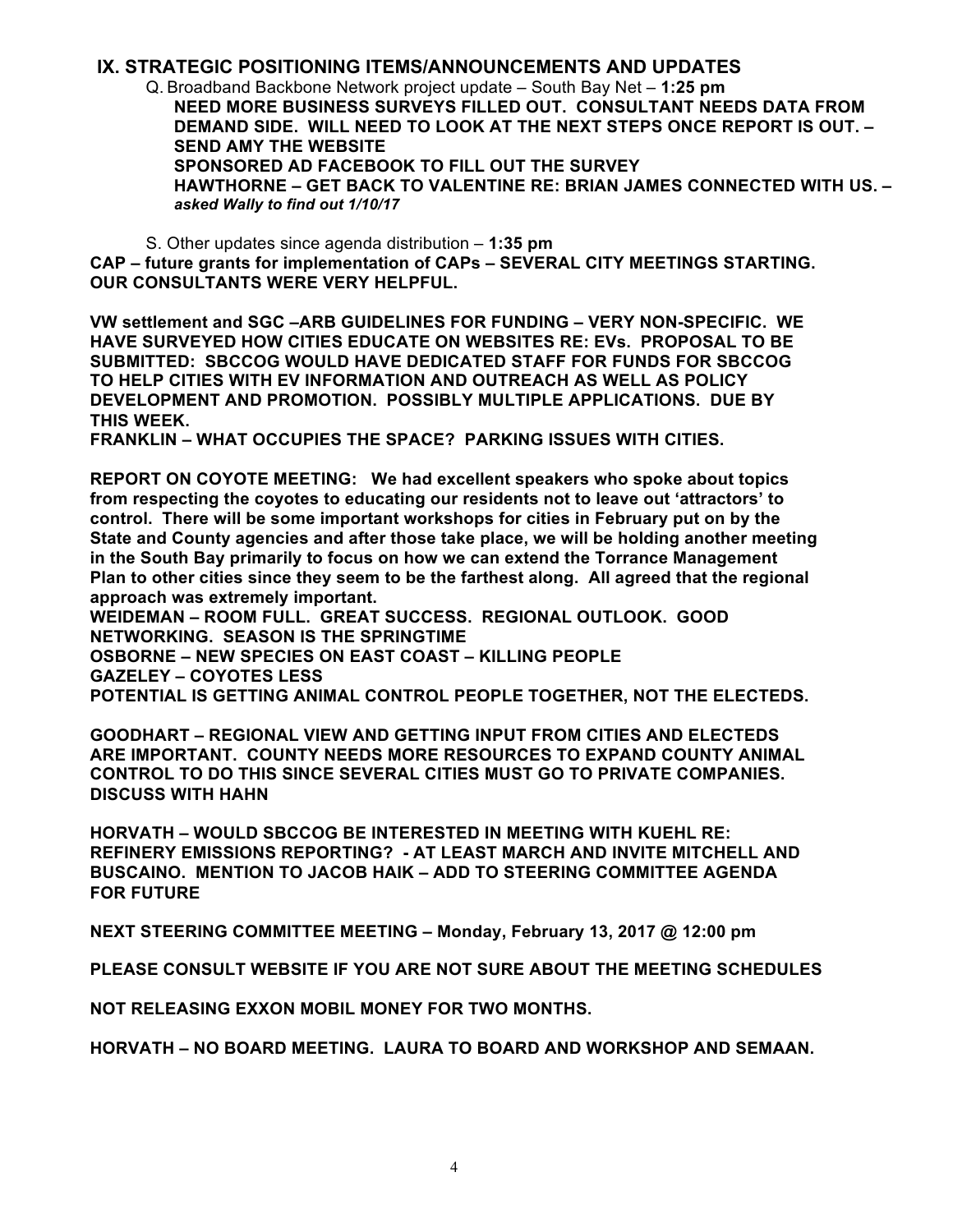## IX. STRATEGIC POSITIONING ITEMS/ANNOUNCEMENTS AND UPDATES

Q. Broadband Backbone Network project update – South Bay Net – **1:25 pm**
**NEED MORE BUSINESS SURVEYS FILLED OUT. CONSULTANT NEEDS DATA FROM DEMAND SIDE. WILL NEED TO LOOK AT THE NEXT STEPS ONCE REPORT IS OUT. – SEND AMY THE WEBSITE**
**SPONSORED AD FACEBOOK TO FILL OUT THE SURVEY**
**HAWTHORNE – GET BACK TO VALENTINE RE: BRIAN JAMES CONNECTED WITH US. –** ***asked Wally to find out 1/10/17***

S. Other updates since agenda distribution – **1:35 pm**

**CAP – future grants for implementation of CAPs – SEVERAL CITY MEETINGS STARTING. OUR CONSULTANTS WERE VERY HELPFUL.**

**VW settlement and SGC –ARB GUIDELINES FOR FUNDING – VERY NON-SPECIFIC. WE HAVE SURVEYED HOW CITIES EDUCATE ON WEBSITES RE: EVs. PROPOSAL TO BE SUBMITTED: SBCCOG WOULD HAVE DEDICATED STAFF FOR FUNDS FOR SBCCOG TO HELP CITIES WITH EV INFORMATION AND OUTREACH AS WELL AS POLICY DEVELOPMENT AND PROMOTION. POSSIBLY MULTIPLE APPLICATIONS. DUE BY THIS WEEK.**
**FRANKLIN – WHAT OCCUPIES THE SPACE? PARKING ISSUES WITH CITIES.**

**REPORT ON COYOTE MEETING: We had excellent speakers who spoke about topics from respecting the coyotes to educating our residents not to leave out 'attractors' to control. There will be some important workshops for cities in February put on by the State and County agencies and after those take place, we will be holding another meeting in the South Bay primarily to focus on how we can extend the Torrance Management Plan to other cities since they seem to be the farthest along. All agreed that the regional approach was extremely important.**
**WEIDEMAN – ROOM FULL. GREAT SUCCESS. REGIONAL OUTLOOK. GOOD NETWORKING. SEASON IS THE SPRINGTIME**
**OSBORNE – NEW SPECIES ON EAST COAST – KILLING PEOPLE**
**GAZELEY – COYOTES LESS**
**POTENTIAL IS GETTING ANIMAL CONTROL PEOPLE TOGETHER, NOT THE ELECTEDS.**

**GOODHART – REGIONAL VIEW AND GETTING INPUT FROM CITIES AND ELECTEDS ARE IMPORTANT. COUNTY NEEDS MORE RESOURCES TO EXPAND COUNTY ANIMAL CONTROL TO DO THIS SINCE SEVERAL CITIES MUST GO TO PRIVATE COMPANIES. DISCUSS WITH HAHN**

**HORVATH – WOULD SBCCOG BE INTERESTED IN MEETING WITH KUEHL RE: REFINERY EMISSIONS REPORTING? - AT LEAST MARCH AND INVITE MITCHELL AND BUSCAINO. MENTION TO JACOB HAIK – ADD TO STEERING COMMITTEE AGENDA FOR FUTURE**

**NEXT STEERING COMMITTEE MEETING – Monday, February 13, 2017 @ 12:00 pm**

**PLEASE CONSULT WEBSITE IF YOU ARE NOT SURE ABOUT THE MEETING SCHEDULES**

**NOT RELEASING EXXON MOBIL MONEY FOR TWO MONTHS.**

**HORVATH – NO BOARD MEETING. LAURA TO BOARD AND WORKSHOP AND SEMAAN.**